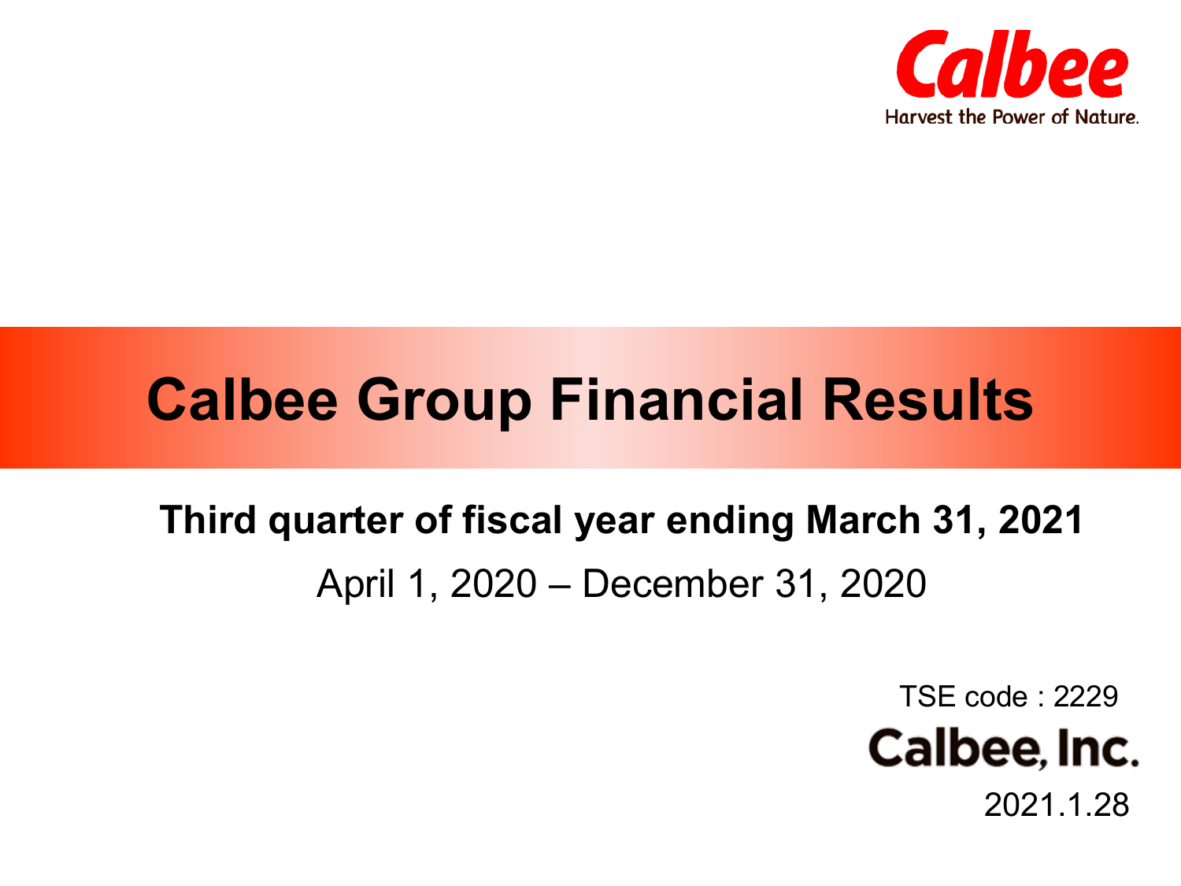Calbee

Harvest the Power of Nature.

# Calbee Group Financial Results

**Third quarter of fiscal year ending March 31, 2021**

April 1, 2020 – December 31, 2020

TSE code : 2229

Calbee, Inc.

2021.1.28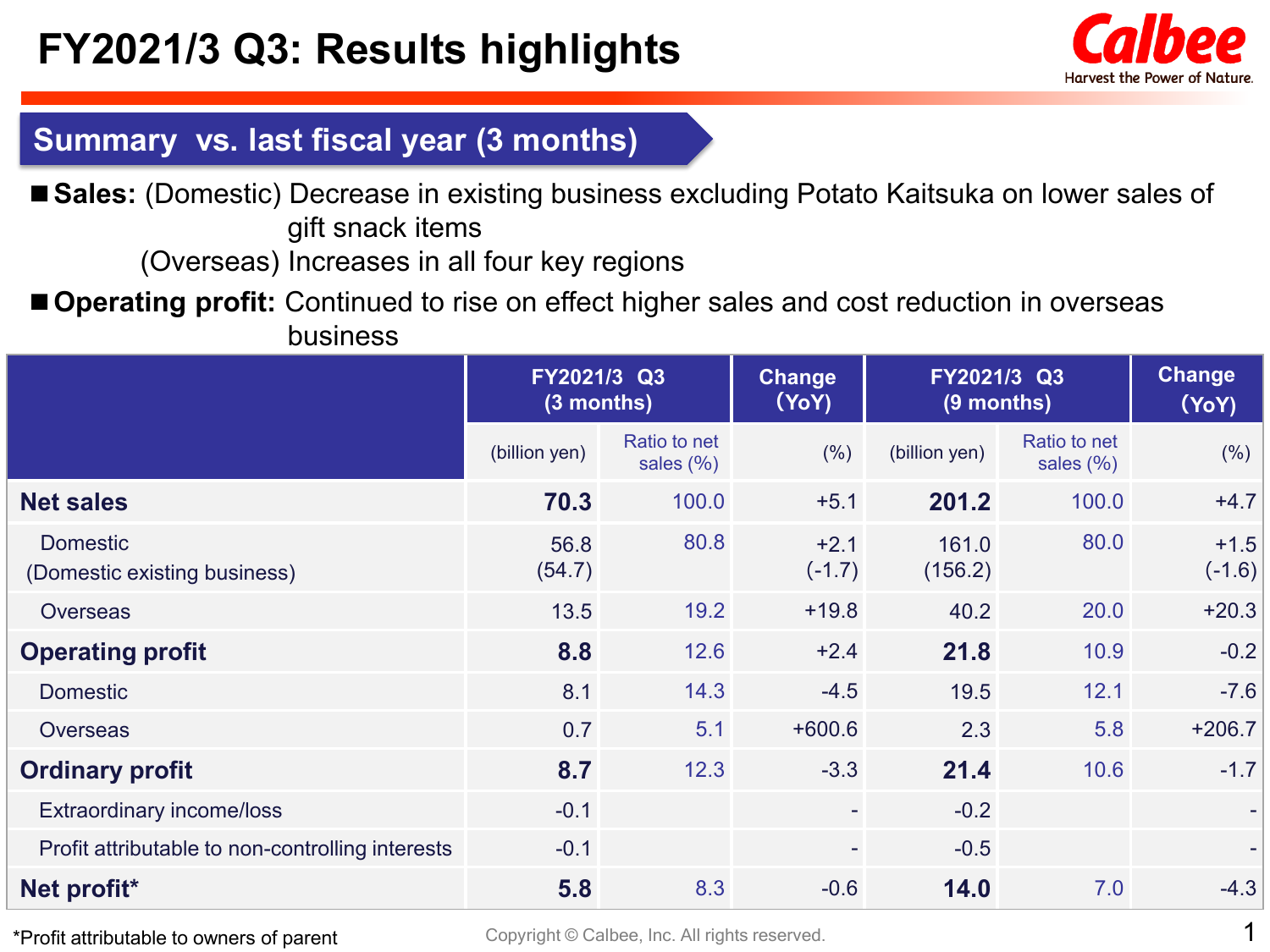# FY2021/3 Q3: Results highlights

## Summary vs. last fiscal year (3 months)

■ **Sales:** (Domestic) Decrease in existing business excluding Potato Kaitsuka on lower sales of gift snack items
(Overseas) Increases in all four key regions

■ **Operating profit:** Continued to rise on effect higher sales and cost reduction in overseas business

| | FY2021/3 Q3 (3 months) | | Change (YoY) | FY2021/3 Q3 (9 months) | | Change (YoY) |
|---|---|---|---|---|---|---|
| | (billion yen) | Ratio to net sales (%) | (%) | (billion yen) | Ratio to net sales (%) | (%) |
| **Net sales** | **70.3** | 100.0 | +5.1 | **201.2** | 100.0 | +4.7 |
| Domestic (Domestic existing business) | 56.8 (54.7) | 80.8 | +2.1 (-1.7) | 161.0 (156.2) | 80.0 | +1.5 (-1.6) |
| Overseas | 13.5 | 19.2 | +19.8 | 40.2 | 20.0 | +20.3 |
| **Operating profit** | **8.8** | 12.6 | +2.4 | **21.8** | 10.9 | -0.2 |
| Domestic | 8.1 | 14.3 | -4.5 | 19.5 | 12.1 | -7.6 |
| Overseas | 0.7 | 5.1 | +600.6 | 2.3 | 5.8 | +206.7 |
| **Ordinary profit** | **8.7** | 12.3 | -3.3 | **21.4** | 10.6 | -1.7 |
| Extraordinary income/loss | -0.1 | | - | -0.2 | | - |
| Profit attributable to non-controlling interests | -0.1 | | - | -0.5 | | - |
| **Net profit*** | **5.8** | 8.3 | -0.6 | **14.0** | 7.0 | -4.3 |

*Profit attributable to owners of parent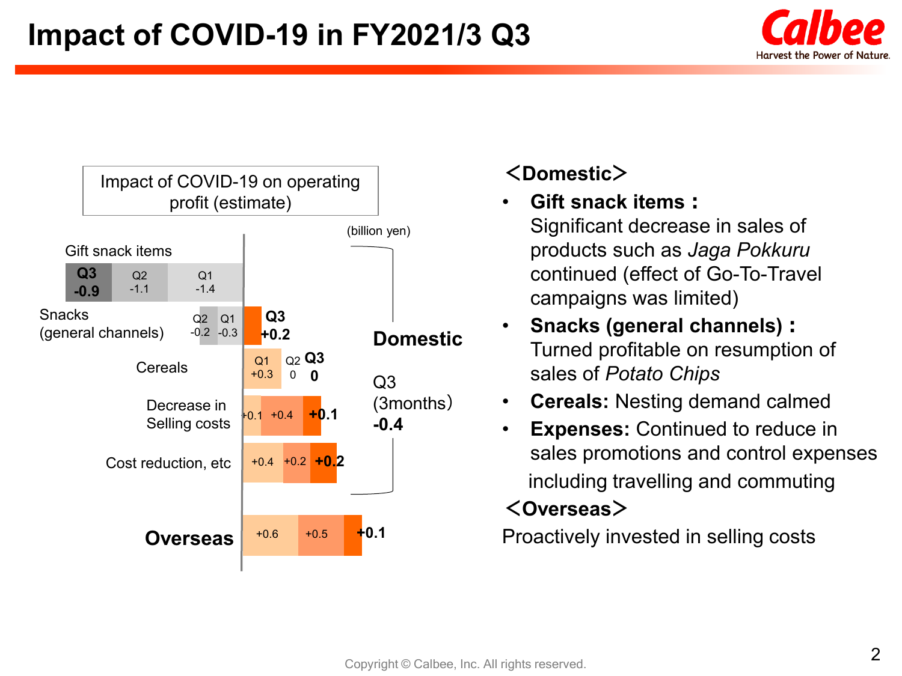# Impact of COVID-19 in FY2021/3 Q3

**Impact of COVID-19 on operating profit (estimate)**

(billion yen)

| Item | Q1 | Q2 | Q3 |
|---|---|---|---|
| Gift snack items | -1.4 | -1.1 | -0.9 |
| Snacks (general channels) | -0.3 | -0.2 | +0.2 |
| Cereals | +0.3 | 0 | 0 |
| Decrease in Selling costs | +0.1 | +0.4 | +0.1 |
| Cost reduction, etc | +0.4 | +0.2 | +0.2 |
| **Domestic** | | | Q3 (3months) -0.4 |
| **Overseas** | +0.6 | +0.5 | +0.1 |

## <Domestic>

- **Gift snack items：** Significant decrease in sales of products such as *Jaga Pokkuru* continued (effect of Go-To-Travel campaigns was limited)
- **Snacks (general channels)：** Turned profitable on resumption of sales of *Potato Chips*
- **Cereals:** Nesting demand calmed
- **Expenses:** Continued to reduce in sales promotions and control expenses including travelling and commuting

## <Overseas>

Proactively invested in selling costs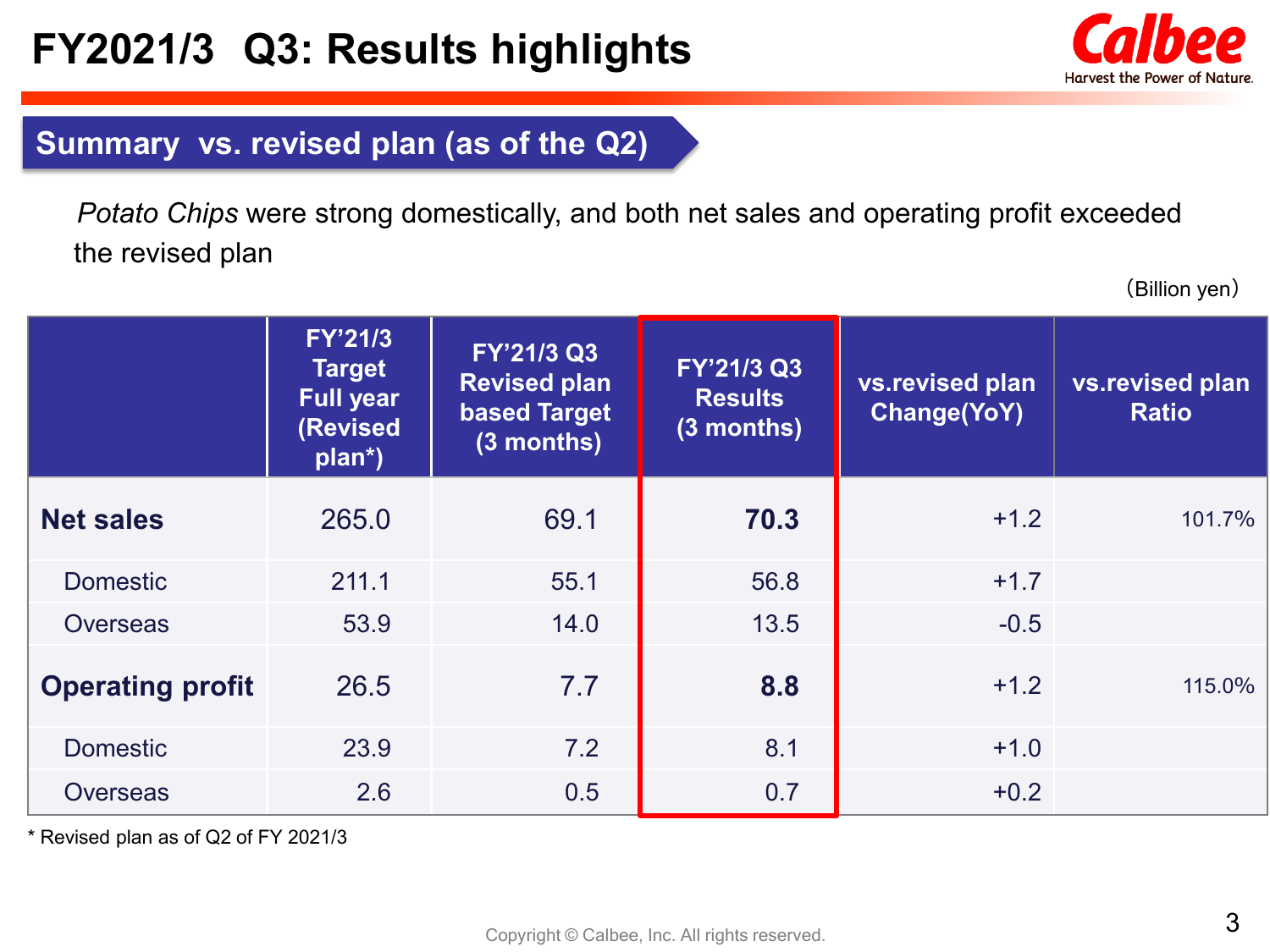# FY2021/3 Q3: Results highlights

## Summary vs. revised plan (as of the Q2)

*Potato Chips* were strong domestically, and both net sales and operating profit exceeded the revised plan

（Billion yen）

| | FY'21/3 Target Full year (Revised plan*) | FY'21/3 Q3 Revised plan based Target (3 months) | FY'21/3 Q3 Results (3 months) | vs.revised plan Change(YoY) | vs.revised plan Ratio |
|---|---|---|---|---|---|
| **Net sales** | 265.0 | 69.1 | **70.3** | +1.2 | 101.7% |
| Domestic | 211.1 | 55.1 | 56.8 | +1.7 | |
| Overseas | 53.9 | 14.0 | 13.5 | -0.5 | |
| **Operating profit** | 26.5 | 7.7 | **8.8** | +1.2 | 115.0% |
| Domestic | 23.9 | 7.2 | 8.1 | +1.0 | |
| Overseas | 2.6 | 0.5 | 0.7 | +0.2 | |

* Revised plan as of Q2 of FY 2021/3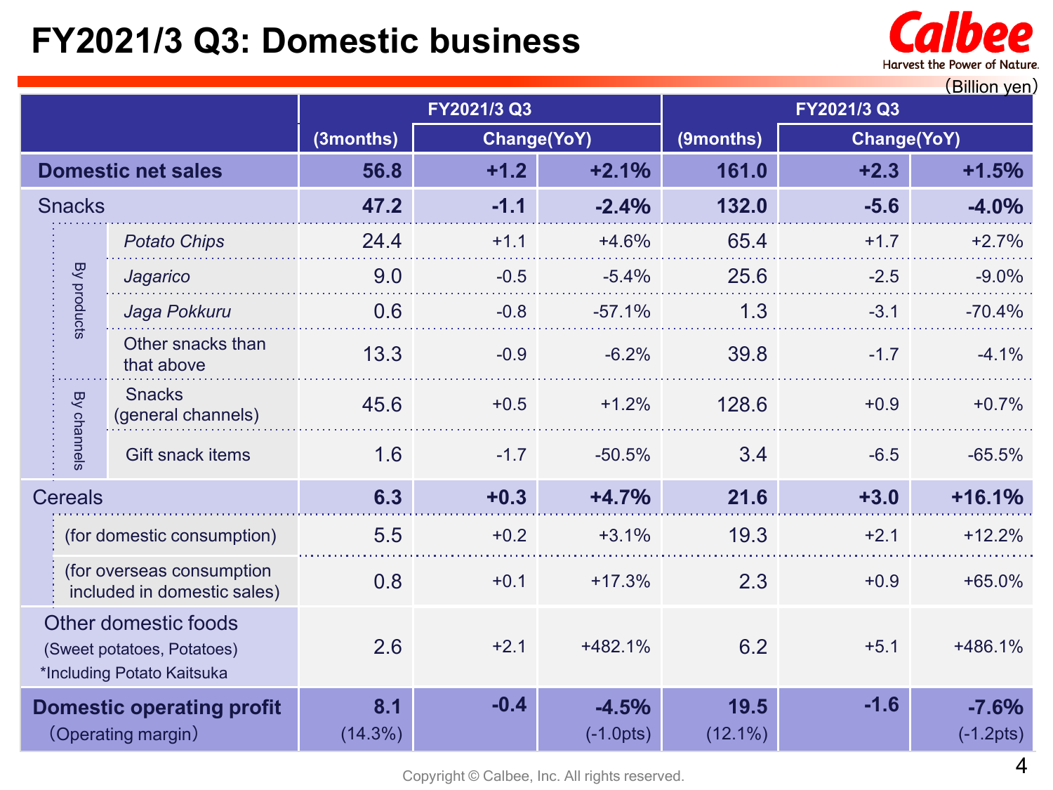# FY2021/3 Q3: Domestic business

(Billion yen)

| | | FY2021/3 Q3 | | | FY2021/3 Q3 | | |
|---|---|---|---|---|---|---|---|
| | | (3months) | Change(YoY) | | (9months) | Change(YoY) | |
| **Domestic net sales** | | **56.8** | **+1.2** | **+2.1%** | **161.0** | **+2.3** | **+1.5%** |
| Snacks | | **47.2** | **-1.1** | **-2.4%** | **132.0** | **-5.6** | **-4.0%** |
| By products | *Potato Chips* | 24.4 | +1.1 | +4.6% | 65.4 | +1.7 | +2.7% |
| | *Jagarico* | 9.0 | -0.5 | -5.4% | 25.6 | -2.5 | -9.0% |
| | *Jaga Pokkuru* | 0.6 | -0.8 | -57.1% | 1.3 | -3.1 | -70.4% |
| | Other snacks than that above | 13.3 | -0.9 | -6.2% | 39.8 | -1.7 | -4.1% |
| By channels | Snacks (general channels) | 45.6 | +0.5 | +1.2% | 128.6 | +0.9 | +0.7% |
| | Gift snack items | 1.6 | -1.7 | -50.5% | 3.4 | -6.5 | -65.5% |
| Cereals | | **6.3** | **+0.3** | **+4.7%** | **21.6** | **+3.0** | **+16.1%** |
| | (for domestic consumption) | 5.5 | +0.2 | +3.1% | 19.3 | +2.1 | +12.2% |
| | (for overseas consumption included in domestic sales) | 0.8 | +0.1 | +17.3% | 2.3 | +0.9 | +65.0% |
| Other domestic foods (Sweet potatoes, Potatoes) *Including Potato Kaitsuka | | 2.6 | +2.1 | +482.1% | 6.2 | +5.1 | +486.1% |
| **Domestic operating profit** (Operating margin) | | **8.1** (14.3%) | **-0.4** | **-4.5%** (-1.0pts) | **19.5** (12.1%) | **-1.6** | **-7.6%** (-1.2pts) |

Copyright © Calbee, Inc. All rights reserved.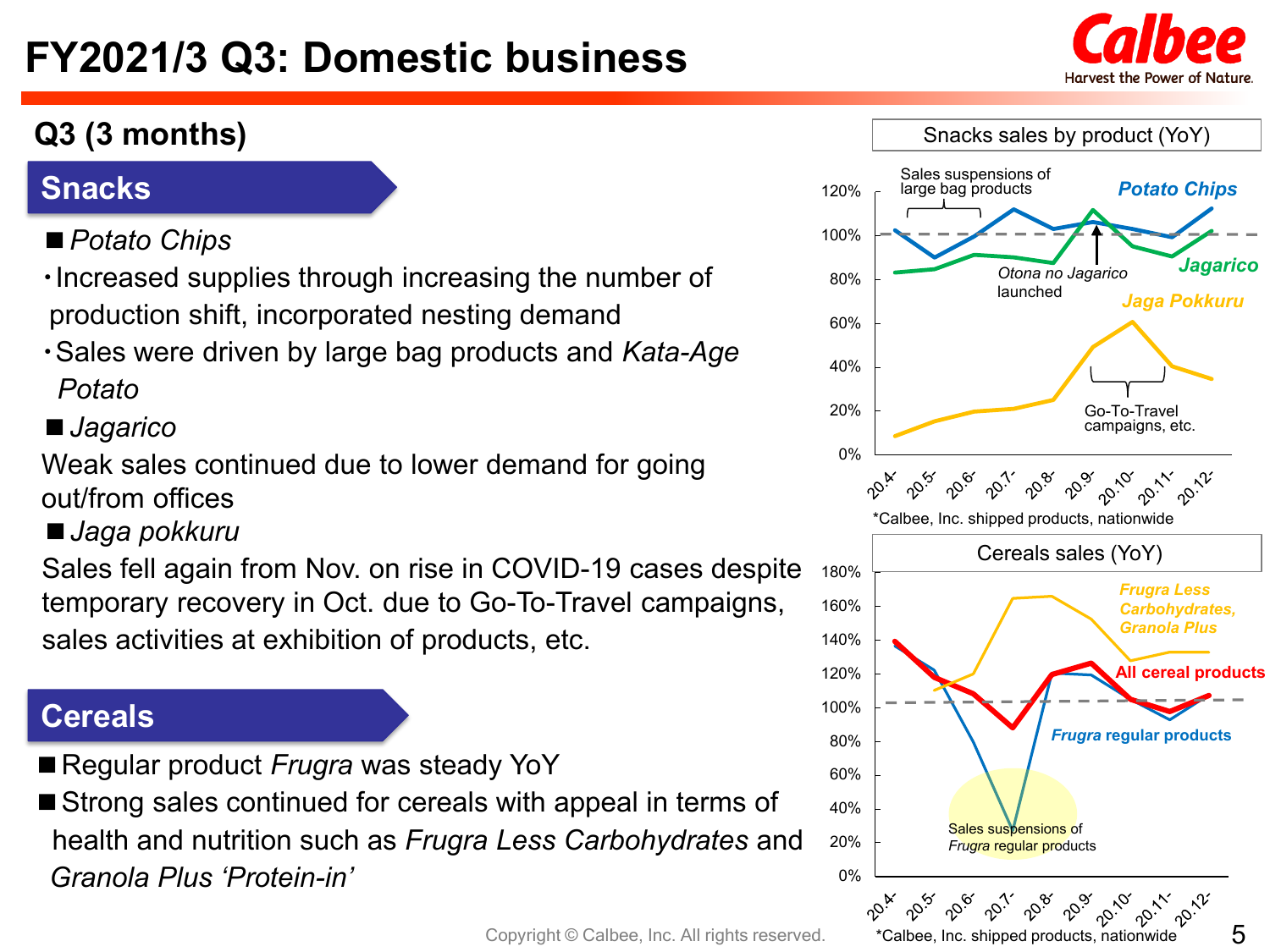# FY2021/3 Q3: Domestic business

## Q3 (3 months)

### Snacks

■ *Potato Chips*

- Increased supplies through increasing the number of production shift, incorporated nesting demand
- Sales were driven by large bag products and *Kata-Age Potato*

■ *Jagarico*

Weak sales continued due to lower demand for going out/from offices

■ *Jaga pokkuru*

Sales fell again from Nov. on rise in COVID-19 cases despite temporary recovery in Oct. due to Go-To-Travel campaigns, sales activities at exhibition of products, etc.

### Cereals

■ Regular product *Frugra* was steady YoY

■ Strong sales continued for cereals with appeal in terms of health and nutrition such as *Frugra Less Carbohydrates* and *Granola Plus 'Protein-in'*

**Snacks sales by product (YoY)**

Sales suspensions of large bag products

*Otona no Jagarico* launched

Go-To-Travel campaigns, etc.

*Potato Chips* / *Jagarico* / *Jaga Pokkuru*

20.4- 20.5- 20.6- 20.7- 20.8- 20.9- 20.10- 20.11- 20.12-

*Calbee, Inc. shipped products, nationwide

**Cereals sales (YoY)**

*Frugra Less Carbohydrates, Granola Plus*

All cereal products

*Frugra* regular products

Sales suspensions of *Frugra* regular products

20.4- 20.5- 20.6- 20.7- 20.8- 20.9- 20.10- 20.11- 20.12-

*Calbee, Inc. shipped products, nationwide

Copyright © Calbee, Inc. All rights reserved.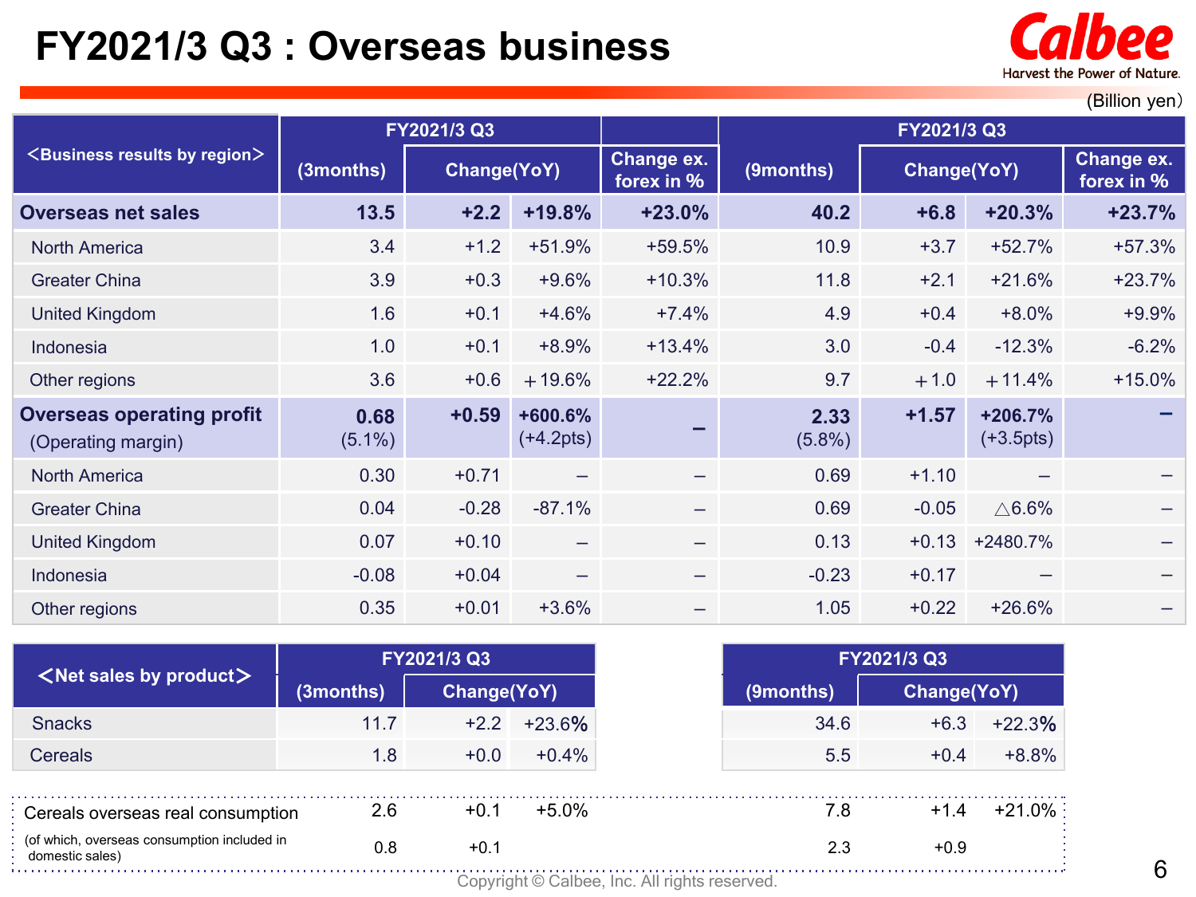# FY2021/3 Q3 : Overseas business

(Billion yen)

| <Business results by region> | FY2021/3 Q3 (3months) | Change(YoY) | | Change ex. forex in % | FY2021/3 Q3 (9months) | Change(YoY) | | Change ex. forex in % |
|---|---|---|---|---|---|---|---|---|
| **Overseas net sales** | **13.5** | **+2.2** | **+19.8%** | **+23.0%** | **40.2** | **+6.8** | **+20.3%** | **+23.7%** |
| North America | 3.4 | +1.2 | +51.9% | +59.5% | 10.9 | +3.7 | +52.7% | +57.3% |
| Greater China | 3.9 | +0.3 | +9.6% | +10.3% | 11.8 | +2.1 | +21.6% | +23.7% |
| United Kingdom | 1.6 | +0.1 | +4.6% | +7.4% | 4.9 | +0.4 | +8.0% | +9.9% |
| Indonesia | 1.0 | +0.1 | +8.9% | +13.4% | 3.0 | -0.4 | -12.3% | -6.2% |
| Other regions | 3.6 | +0.6 | ＋19.6% | +22.2% | 9.7 | ＋1.0 | ＋11.4% | +15.0% |
| **Overseas operating profit** (Operating margin) | **0.68** (5.1%) | **+0.59** | **+600.6%** (+4.2pts) | **–** | **2.33** (5.8%) | **+1.57** | **+206.7%** (+3.5pts) | **–** |
| North America | 0.30 | +0.71 | – | – | 0.69 | +1.10 | – | – |
| Greater China | 0.04 | -0.28 | -87.1% | – | 0.69 | -0.05 | △6.6% | – |
| United Kingdom | 0.07 | +0.10 | – | – | 0.13 | +0.13 | +2480.7% | – |
| Indonesia | -0.08 | +0.04 | – | – | -0.23 | +0.17 | – | – |
| Other regions | 0.35 | +0.01 | +3.6% | – | 1.05 | +0.22 | +26.6% | – |

| <Net sales by product> | FY2021/3 Q3 (3months) | Change(YoY) | | FY2021/3 Q3 (9months) | Change(YoY) | |
|---|---|---|---|---|---|---|
| Snacks | 11.7 | +2.2 | +23.6% | 34.6 | +6.3 | +22.3% |
| Cereals | 1.8 | +0.0 | +0.4% | 5.5 | +0.4 | +8.8% |
| Cereals overseas real consumption | 2.6 | +0.1 | +5.0% | 7.8 | +1.4 | +21.0% |
| (of which, overseas consumption included in domestic sales) | 0.8 | +0.1 | | 2.3 | +0.9 | |

Copyright © Calbee, Inc. All rights reserved.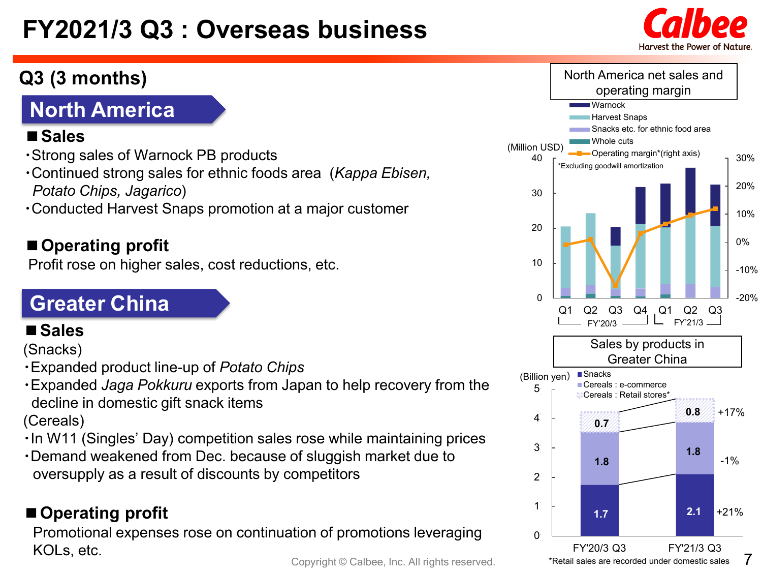# FY2021/3 Q3 : Overseas business

## Q3 (3 months)

## North America

### ■ Sales

- Strong sales of Warnock PB products
- Continued strong sales for ethnic foods area (*Kappa Ebisen, Potato Chips, Jagarico*)
- Conducted Harvest Snaps promotion at a major customer

### ■ Operating profit

Profit rose on higher sales, cost reductions, etc.

## Greater China

### ■ Sales

(Snacks)

- Expanded product line-up of *Potato Chips*
- Expanded *Jaga Pokkuru* exports from Japan to help recovery from the decline in domestic gift snack items

(Cereals)

- In W11 (Singles' Day) competition sales rose while maintaining prices
- Demand weakened from Dec. because of sluggish market due to oversupply as a result of discounts by competitors

### ■ Operating profit

Promotional expenses rose on continuation of promotions leveraging KOLs, etc.

**North America net sales and operating margin**

(Million USD)

Legend: Warnock; Harvest Snaps; Snacks etc. for ethnic food area; Whole cuts; Operating margin*(right axis)

*Excluding goodwill amortization

Periods: FY'20/3 Q1, Q2, Q3, Q4; FY'21/3 Q1, Q2, Q3

**Sales by products in Greater China**

(Billion yen)

| | FY'20/3 Q3 | FY'21/3 Q3 | YoY |
|---|---|---|---|
| Cereals : Retail stores* | 0.7 | 0.8 | +17% |
| Cereals : e-commerce | 1.8 | 1.8 | -1% |
| Snacks | 1.7 | 2.1 | +21% |

*Retail sales are recorded under domestic sales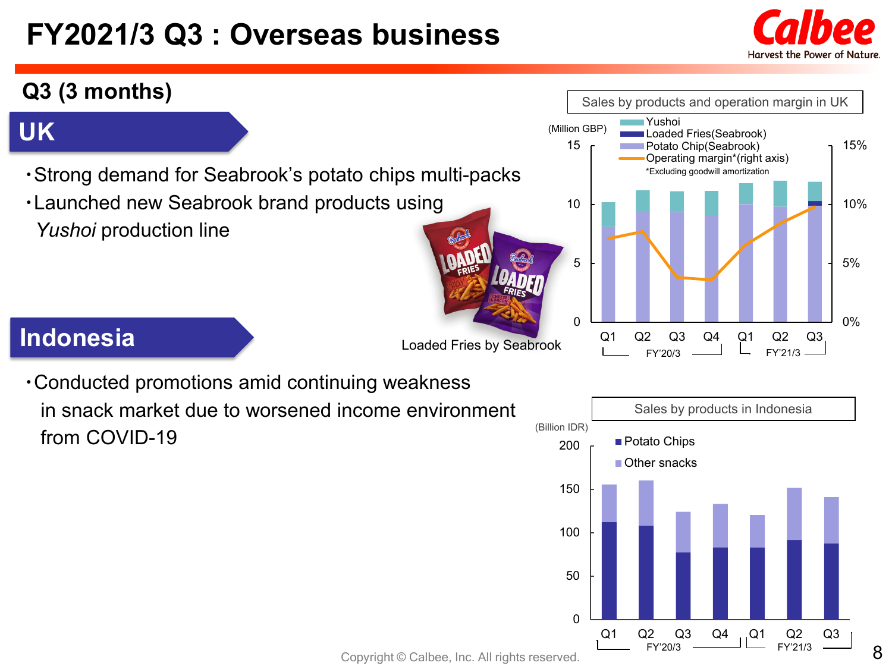# FY2021/3 Q3 : Overseas business

## Q3 (3 months)

### UK

- Strong demand for Seabrook's potato chips multi-packs
- Launched new Seabrook brand products using *Yushoi* production line

Loaded Fries by Seabrook

**Sales by products and operation margin in UK**

(Million GBP)

Yushoi / Loaded Fries(Seabrook) / Potato Chip(Seabrook) / Operating margin*(right axis)

*Excluding goodwill amortization

### Indonesia

- Conducted promotions amid continuing weakness in snack market due to worsened income environment from COVID-19

**Sales by products in Indonesia**

(Billion IDR)

Potato Chips / Other snacks

Copyright © Calbee, Inc. All rights reserved.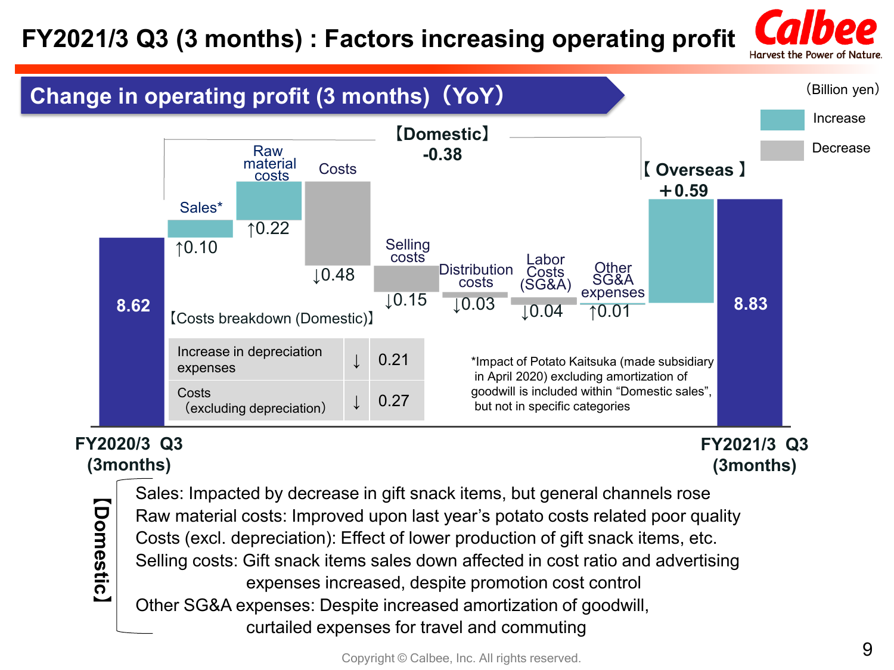# FY2021/3 Q3 (3 months) : Factors increasing operating profit

## Change in operating profit (3 months) (YoY)

(Billion yen)

Increase
Decrease

【Domestic】 -0.38

【 Overseas 】 +0.59

| Item | Change |
|---|---|
| FY2020/3 Q3 (3months) | 8.62 |
| Sales* | ↑0.10 |
| Raw material costs | ↑0.22 |
| Costs | ↓0.48 |
| Selling costs | ↓0.15 |
| Distribution costs | ↓0.03 |
| Labor Costs (SG&A) | ↓0.04 |
| Other SG&A expenses | ↑0.01 |
| 【Overseas】 | +0.59 |
| FY2021/3 Q3 (3months) | 8.83 |

【Costs breakdown (Domestic)】

| Item | | Amount |
|---|---|---|
| Increase in depreciation expenses | ↓ | 0.21 |
| Costs (excluding depreciation) | ↓ | 0.27 |

*Impact of Potato Kaitsuka (made subsidiary in April 2020) excluding amortization of goodwill is included within "Domestic sales", but not in specific categories

【Domestic】

- Sales: Impacted by decrease in gift snack items, but general channels rose
- Raw material costs: Improved upon last year's potato costs related poor quality
- Costs (excl. depreciation): Effect of lower production of gift snack items, etc.
- Selling costs: Gift snack items sales down affected in cost ratio and advertising expenses increased, despite promotion cost control
- Other SG&A expenses: Despite increased amortization of goodwill, curtailed expenses for travel and commuting

Copyright © Calbee, Inc. All rights reserved.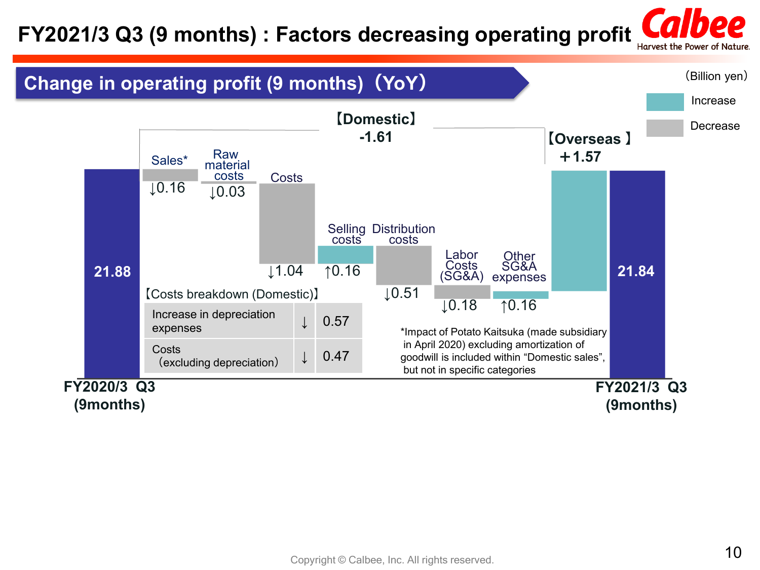# FY2021/3 Q3 (9 months) : Factors decreasing operating profit

## Change in operating profit (9 months)（YoY）

(Billion yen)

Legend: Increase / Decrease

| Item | Change |
|---|---|
| FY2020/3 Q3 (9months) | 21.88 |
| **【Domestic】** | **-1.61** |
| Sales* | ↓0.16 |
| Raw material costs | ↓0.03 |
| Costs | ↓1.04 |
| Selling costs | ↑0.16 |
| Distribution costs | ↓0.51 |
| Labor Costs (SG&A) | ↓0.18 |
| Other SG&A expenses | ↑0.16 |
| **【Overseas】** | **+1.57** |
| FY2021/3 Q3 (9months) | 21.84 |

【Costs breakdown (Domestic)】

| Item | | |
|---|---|---|
| Increase in depreciation expenses | ↓ | 0.57 |
| Costs (excluding depreciation) | ↓ | 0.47 |

*Impact of Potato Kaitsuka (made subsidiary in April 2020) excluding amortization of goodwill is included within "Domestic sales", but not in specific categories

Copyright © Calbee, Inc. All rights reserved.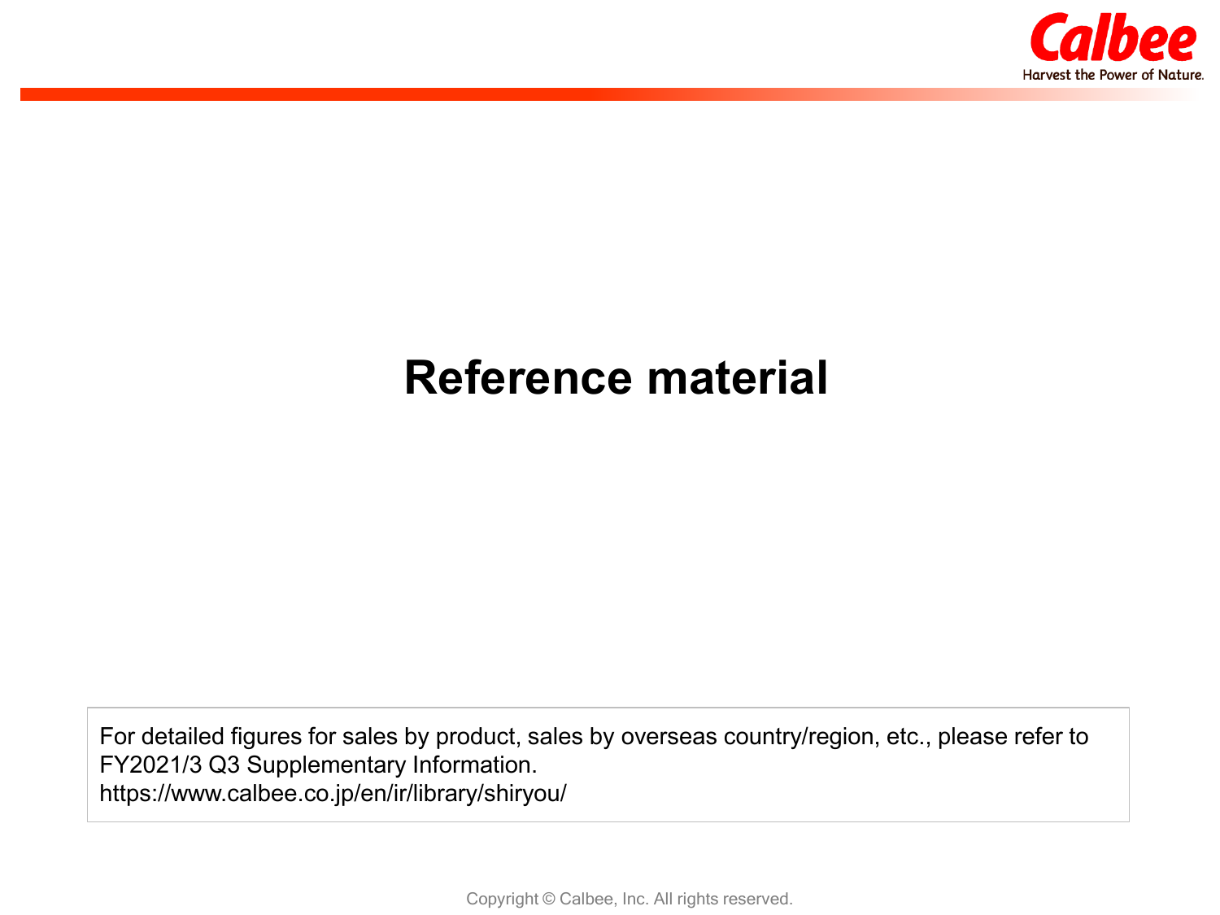# Reference material

For detailed figures for sales by product, sales by overseas country/region, etc., please refer to FY2021/3 Q3 Supplementary Information.
https://www.calbee.co.jp/en/ir/library/shiryou/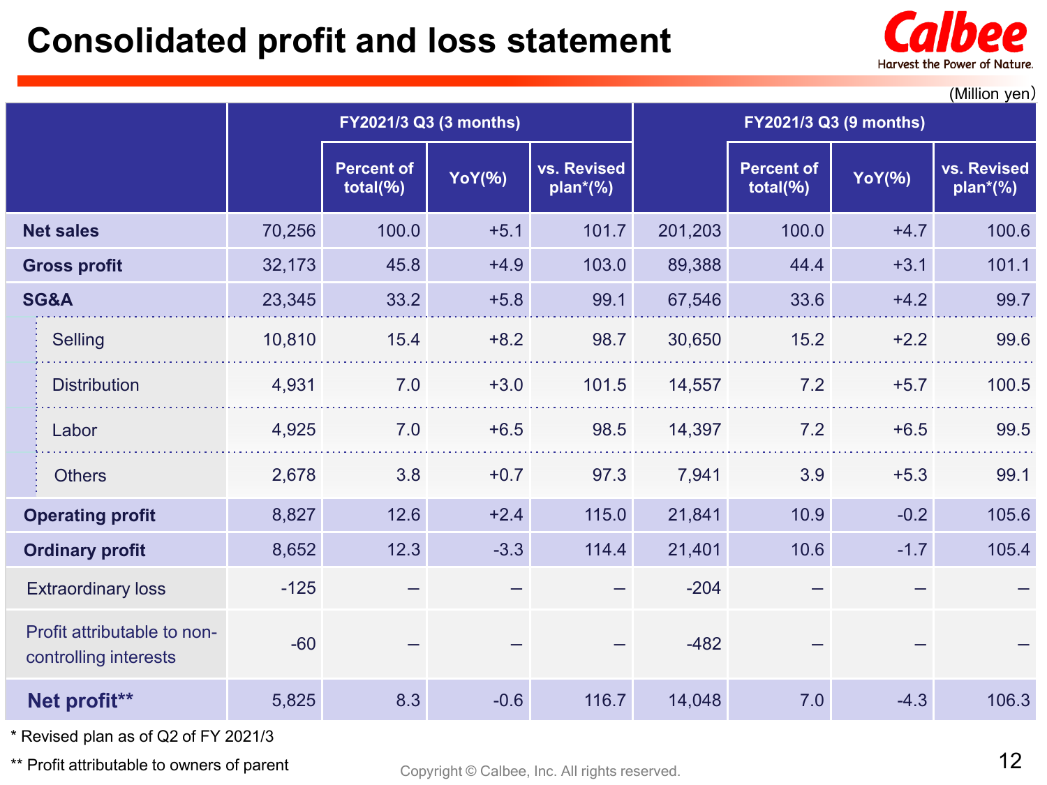# Consolidated profit and loss statement

(Million yen)

| | FY2021/3 Q3 (3 months) | | | | FY2021/3 Q3 (9 months) | | | |
|---|---|---|---|---|---|---|---|---|
| | | Percent of total(%) | YoY(%) | vs. Revised plan*(%) | | Percent of total(%) | YoY(%) | vs. Revised plan*(%) |
| **Net sales** | 70,256 | 100.0 | +5.1 | 101.7 | 201,203 | 100.0 | +4.7 | 100.6 |
| **Gross profit** | 32,173 | 45.8 | +4.9 | 103.0 | 89,388 | 44.4 | +3.1 | 101.1 |
| **SG&A** | 23,345 | 33.2 | +5.8 | 99.1 | 67,546 | 33.6 | +4.2 | 99.7 |
| Selling | 10,810 | 15.4 | +8.2 | 98.7 | 30,650 | 15.2 | +2.2 | 99.6 |
| Distribution | 4,931 | 7.0 | +3.0 | 101.5 | 14,557 | 7.2 | +5.7 | 100.5 |
| Labor | 4,925 | 7.0 | +6.5 | 98.5 | 14,397 | 7.2 | +6.5 | 99.5 |
| Others | 2,678 | 3.8 | +0.7 | 97.3 | 7,941 | 3.9 | +5.3 | 99.1 |
| **Operating profit** | 8,827 | 12.6 | +2.4 | 115.0 | 21,841 | 10.9 | -0.2 | 105.6 |
| **Ordinary profit** | 8,652 | 12.3 | -3.3 | 114.4 | 21,401 | 10.6 | -1.7 | 105.4 |
| Extraordinary loss | -125 | – | – | – | -204 | – | – | – |
| Profit attributable to non-controlling interests | -60 | – | – | – | -482 | – | – | – |
| **Net profit**** | 5,825 | 8.3 | -0.6 | 116.7 | 14,048 | 7.0 | -4.3 | 106.3 |

* Revised plan as of Q2 of FY 2021/3

** Profit attributable to owners of parent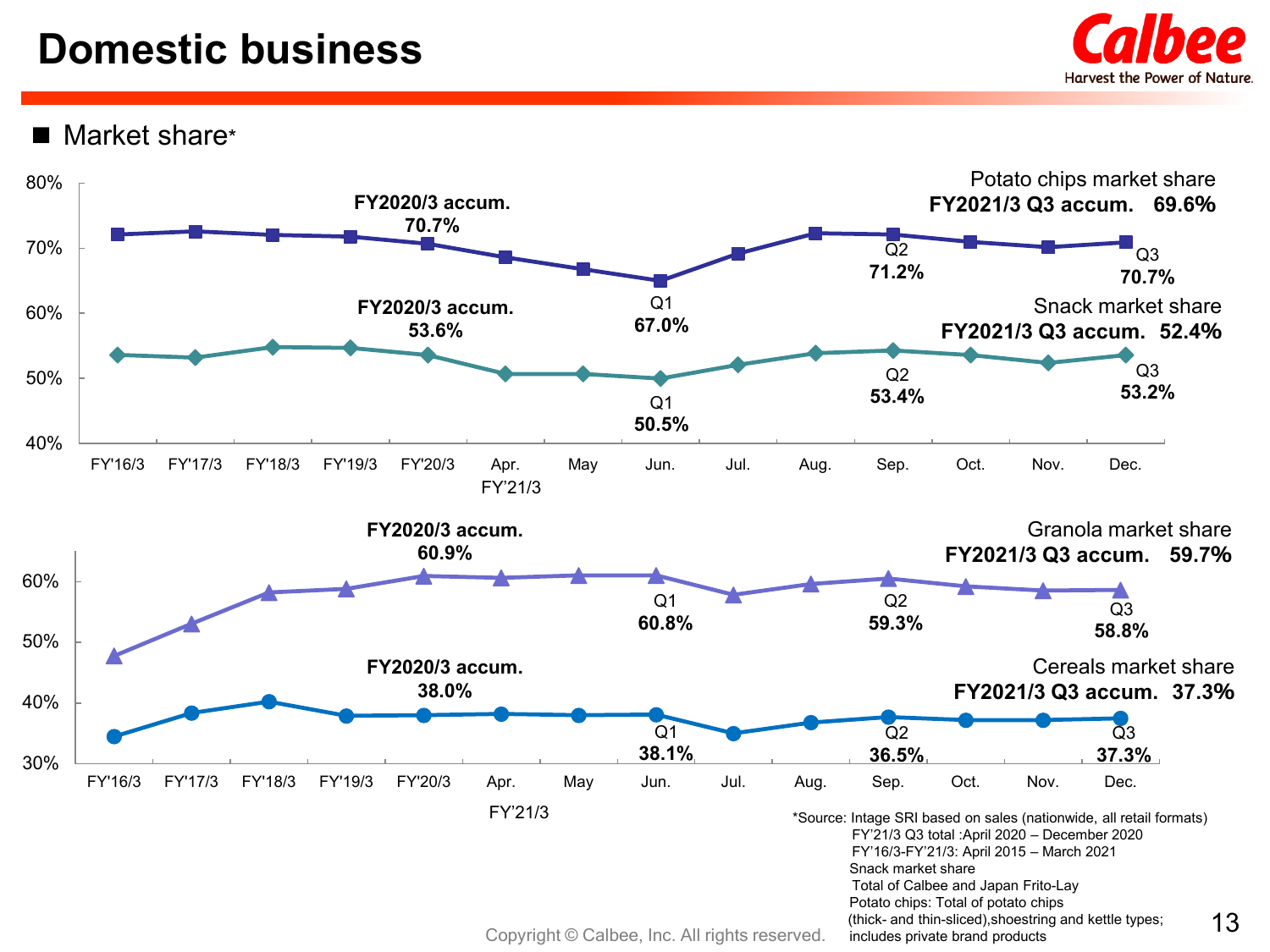# Domestic business

■ Market share*

**Potato chips market share**
**FY2021/3 Q3 accum. 69.6%**

**Snack market share**
**FY2021/3 Q3 accum. 52.4%**

| | FY'16/3 | FY'17/3 | FY'18/3 | FY'19/3 | FY'20/3 | Apr. FY'21/3 | May | Jun. | Jul. | Aug. | Sep. | Oct. | Nov. | Dec. |
|---|---|---|---|---|---|---|---|---|---|---|---|---|---|---|
| Potato chips | | | | | FY2020/3 accum. 70.7% | | | Q1 67.0% | | | Q2 71.2% | | | Q3 70.7% |
| Snack | | | | | FY2020/3 accum. 53.6% | | | Q1 50.5% | | | Q2 53.4% | | | Q3 53.2% |

**Granola market share**
**FY2021/3 Q3 accum. 59.7%**

**Cereals market share**
**FY2021/3 Q3 accum. 37.3%**

| | FY'16/3 | FY'17/3 | FY'18/3 | FY'19/3 | FY'20/3 | Apr. FY'21/3 | May | Jun. | Jul. | Aug. | Sep. | Oct. | Nov. | Dec. |
|---|---|---|---|---|---|---|---|---|---|---|---|---|---|---|
| Granola | | | | | FY2020/3 accum. 60.9% | | | Q1 60.8% | | | Q2 59.3% | | | Q3 58.8% |
| Cereals | | | | | FY2020/3 accum. 38.0% | | | Q1 38.1% | | | Q2 36.5% | | | Q3 37.3% |

*Source: Intage SRI based on sales (nationwide, all retail formats)
FY'21/3 Q3 total :April 2020 – December 2020
FY'16/3-FY'21/3: April 2015 – March 2021
Snack market share
Total of Calbee and Japan Frito-Lay
Potato chips: Total of potato chips (thick- and thin-sliced),shoestring and kettle types; includes private brand products

Copyright © Calbee, Inc. All rights reserved.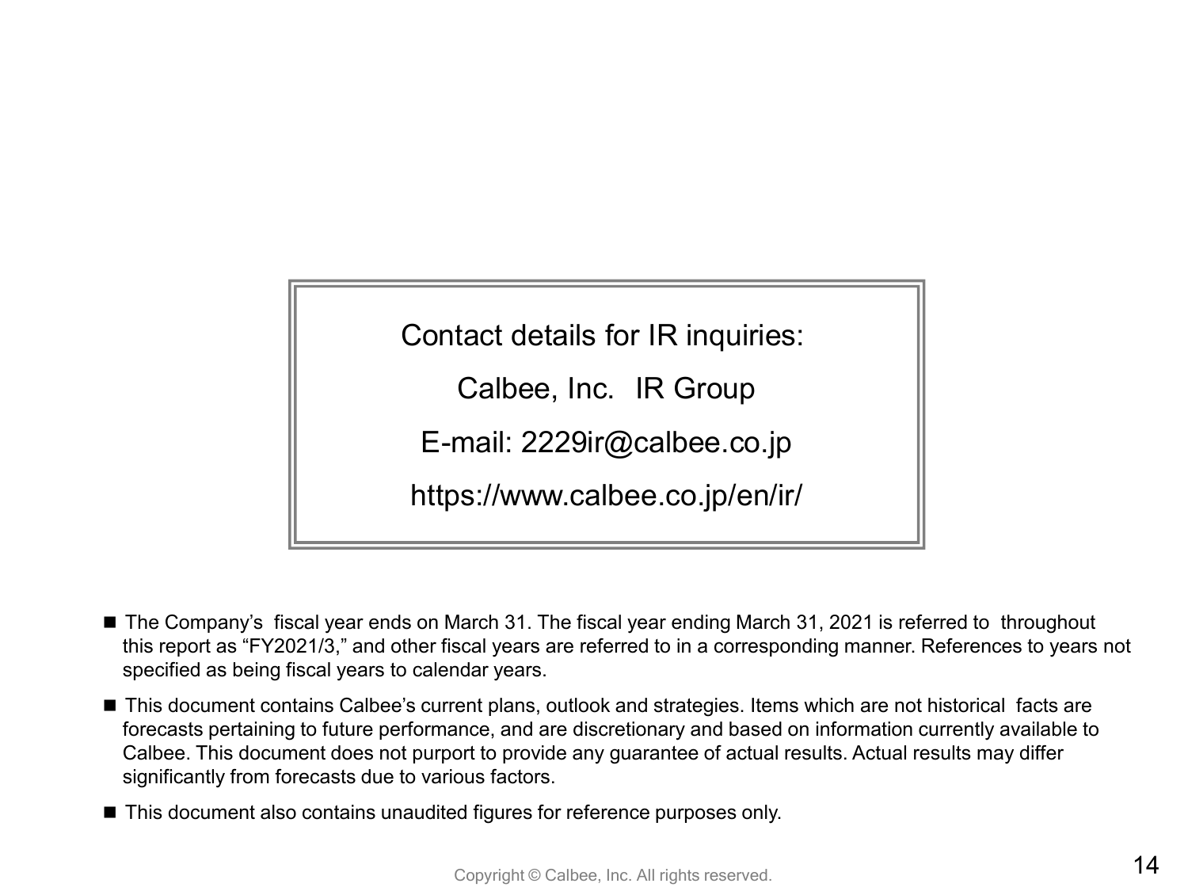Contact details for IR inquiries:

Calbee, Inc. IR Group

E-mail: 2229ir@calbee.co.jp

https://www.calbee.co.jp/en/ir/

- The Company's fiscal year ends on March 31. The fiscal year ending March 31, 2021 is referred to throughout this report as "FY2021/3," and other fiscal years are referred to in a corresponding manner. References to years not specified as being fiscal years to calendar years.
- This document contains Calbee's current plans, outlook and strategies. Items which are not historical facts are forecasts pertaining to future performance, and are discretionary and based on information currently available to Calbee. This document does not purport to provide any guarantee of actual results. Actual results may differ significantly from forecasts due to various factors.
- This document also contains unaudited figures for reference purposes only.

Copyright © Calbee, Inc. All rights reserved.